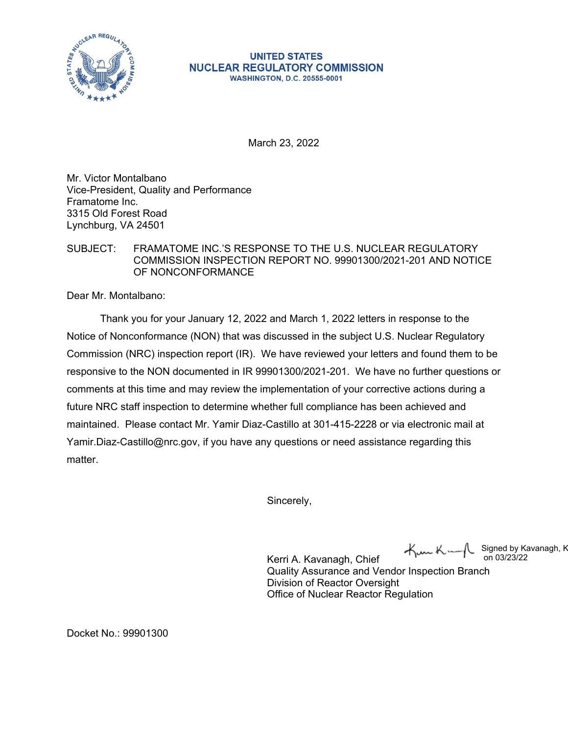**UNITED STATES**
**NUCLEAR REGULATORY COMMISSION**
**WASHINGTON, D.C. 20555-0001**

March 23, 2022

Mr. Victor Montalbano
Vice-President, Quality and Performance
Framatome Inc.
3315 Old Forest Road
Lynchburg, VA 24501

SUBJECT: FRAMATOME INC.'S RESPONSE TO THE U.S. NUCLEAR REGULATORY COMMISSION INSPECTION REPORT NO. 99901300/2021-201 AND NOTICE OF NONCONFORMANCE

Dear Mr. Montalbano:

Thank you for your January 12, 2022 and March 1, 2022 letters in response to the Notice of Nonconformance (NON) that was discussed in the subject U.S. Nuclear Regulatory Commission (NRC) inspection report (IR). We have reviewed your letters and found them to be responsive to the NON documented in IR 99901300/2021-201. We have no further questions or comments at this time and may review the implementation of your corrective actions during a future NRC staff inspection to determine whether full compliance has been achieved and maintained. Please contact Mr. Yamir Diaz-Castillo at 301-415-2228 or via electronic mail at Yamir.Diaz-Castillo@nrc.gov, if you have any questions or need assistance regarding this matter.

Sincerely,

Signed by Kavanagh, K on 03/23/22

Kerri A. Kavanagh, Chief
Quality Assurance and Vendor Inspection Branch
Division of Reactor Oversight
Office of Nuclear Reactor Regulation

Docket No.: 99901300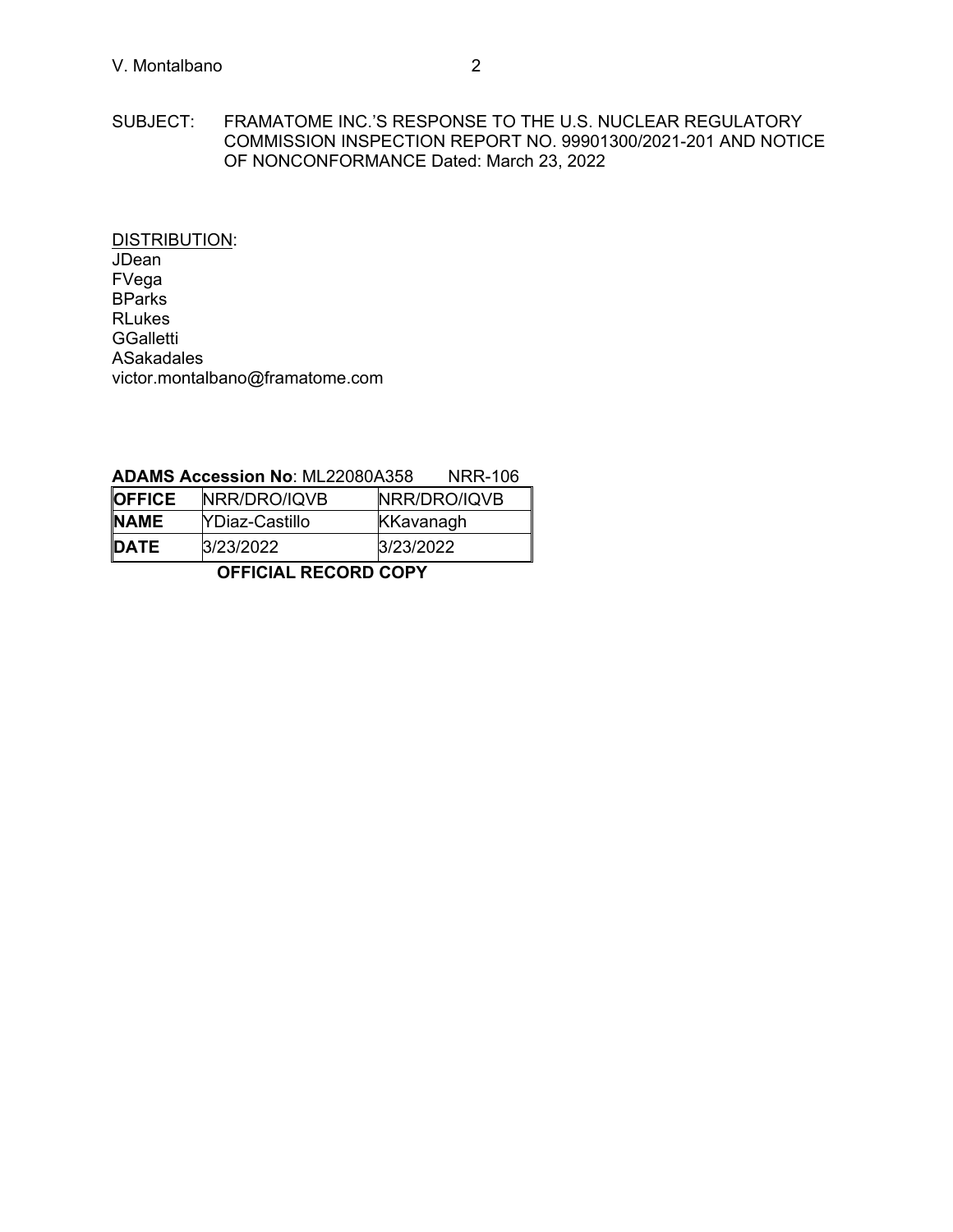SUBJECT: FRAMATOME INC.'S RESPONSE TO THE U.S. NUCLEAR REGULATORY COMMISSION INSPECTION REPORT NO. 99901300/2021-201 AND NOTICE OF NONCONFORMANCE Dated: March 23, 2022

DISTRIBUTION:
JDean
FVega
BParks
RLukes
GGalletti
ASakadales
victor.montalbano@framatome.com

**ADAMS Accession No**: ML22080A358 NRR-106

| | | |
|---|---|---|
| **OFFICE** | NRR/DRO/IQVB | NRR/DRO/IQVB |
| **NAME** | YDiaz-Castillo | KKavanagh |
| **DATE** | 3/23/2022 | 3/23/2022 |

**OFFICIAL RECORD COPY**